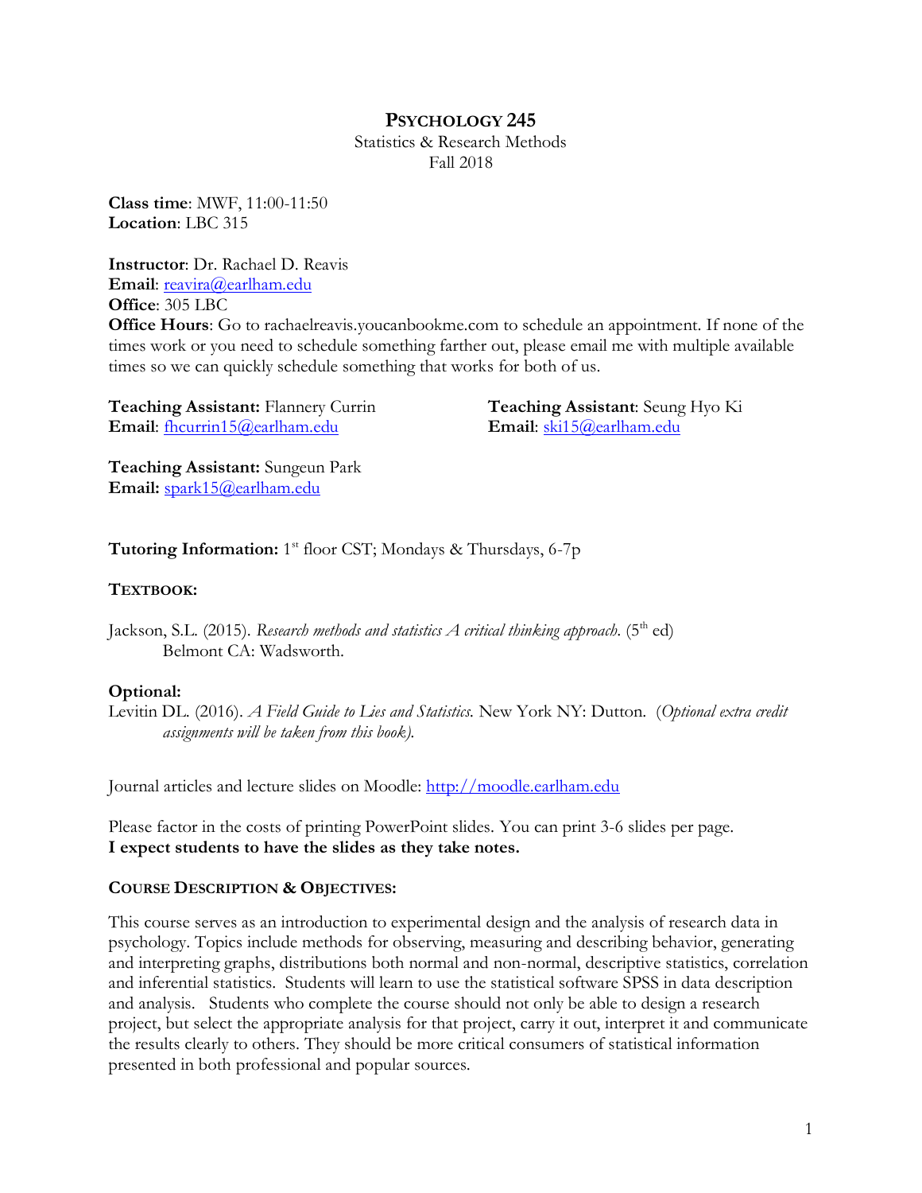# PSYCHOLOGY 245

Statistics & Research Methods
Fall 2018

**Class time**: MWF, 11:00-11:50
**Location**: LBC 315

**Instructor**: Dr. Rachael D. Reavis
**Email**: reavira@earlham.edu
**Office**: 305 LBC
**Office Hours**: Go to rachaelreavis.youcanbookme.com to schedule an appointment. If none of the times work or you need to schedule something farther out, please email me with multiple available times so we can quickly schedule something that works for both of us.

**Teaching Assistant:** Flannery Currin
**Email**: fhcurrin15@earlham.edu

**Teaching Assistant**: Seung Hyo Ki
**Email**: ski15@earlham.edu

**Teaching Assistant:** Sungeun Park
**Email:** spark15@earlham.edu

**Tutoring Information:** 1st floor CST; Mondays & Thursdays, 6-7p

## TEXTBOOK:

Jackson, S.L. (2015). *Research methods and statistics A critical thinking approach.* (5th ed) Belmont CA: Wadsworth.

**Optional:**
Levitin DL. (2016). *A Field Guide to Lies and Statistics.* New York NY: Dutton. (*Optional extra credit assignments will be taken from this book).*

Journal articles and lecture slides on Moodle: http://moodle.earlham.edu

Please factor in the costs of printing PowerPoint slides. You can print 3-6 slides per page.
**I expect students to have the slides as they take notes.**

## COURSE DESCRIPTION & OBJECTIVES:

This course serves as an introduction to experimental design and the analysis of research data in psychology. Topics include methods for observing, measuring and describing behavior, generating and interpreting graphs, distributions both normal and non-normal, descriptive statistics, correlation and inferential statistics. Students will learn to use the statistical software SPSS in data description and analysis. Students who complete the course should not only be able to design a research project, but select the appropriate analysis for that project, carry it out, interpret it and communicate the results clearly to others. They should be more critical consumers of statistical information presented in both professional and popular sources.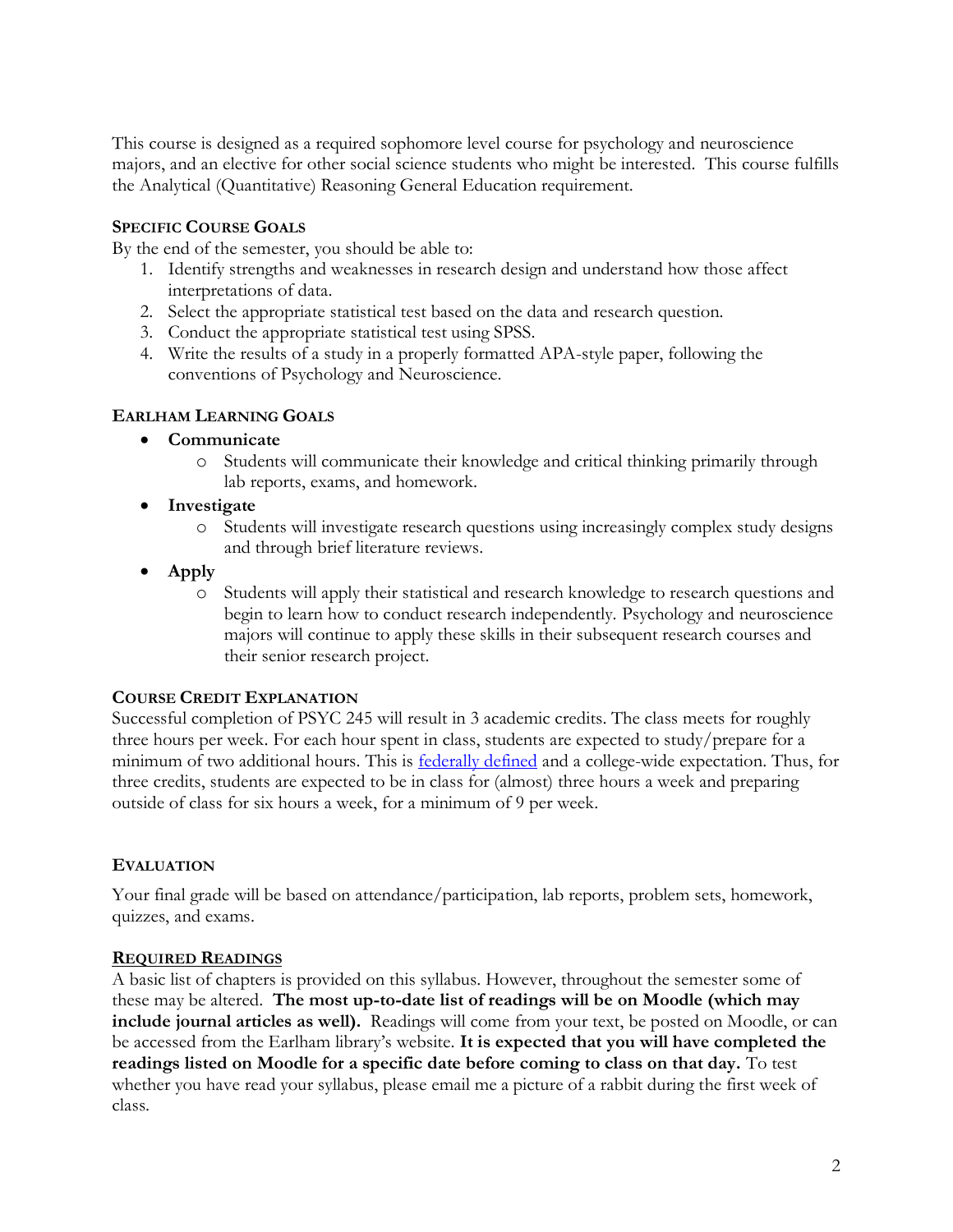This course is designed as a required sophomore level course for psychology and neuroscience majors, and an elective for other social science students who might be interested. This course fulfills the Analytical (Quantitative) Reasoning General Education requirement.

### SPECIFIC COURSE GOALS

By the end of the semester, you should be able to:

1. Identify strengths and weaknesses in research design and understand how those affect interpretations of data.
2. Select the appropriate statistical test based on the data and research question.
3. Conduct the appropriate statistical test using SPSS.
4. Write the results of a study in a properly formatted APA-style paper, following the conventions of Psychology and Neuroscience.

### EARLHAM LEARNING GOALS

- **Communicate**
  - Students will communicate their knowledge and critical thinking primarily through lab reports, exams, and homework.
- **Investigate**
  - Students will investigate research questions using increasingly complex study designs and through brief literature reviews.
- **Apply**
  - Students will apply their statistical and research knowledge to research questions and begin to learn how to conduct research independently. Psychology and neuroscience majors will continue to apply these skills in their subsequent research courses and their senior research project.

### COURSE CREDIT EXPLANATION

Successful completion of PSYC 245 will result in 3 academic credits. The class meets for roughly three hours per week. For each hour spent in class, students are expected to study/prepare for a minimum of two additional hours. This is federally defined and a college-wide expectation. Thus, for three credits, students are expected to be in class for (almost) three hours a week and preparing outside of class for six hours a week, for a minimum of 9 per week.

### EVALUATION

Your final grade will be based on attendance/participation, lab reports, problem sets, homework, quizzes, and exams.

### REQUIRED READINGS

A basic list of chapters is provided on this syllabus. However, throughout the semester some of these may be altered. **The most up-to-date list of readings will be on Moodle (which may include journal articles as well).** Readings will come from your text, be posted on Moodle, or can be accessed from the Earlham library's website. **It is expected that you will have completed the readings listed on Moodle for a specific date before coming to class on that day.** To test whether you have read your syllabus, please email me a picture of a rabbit during the first week of class.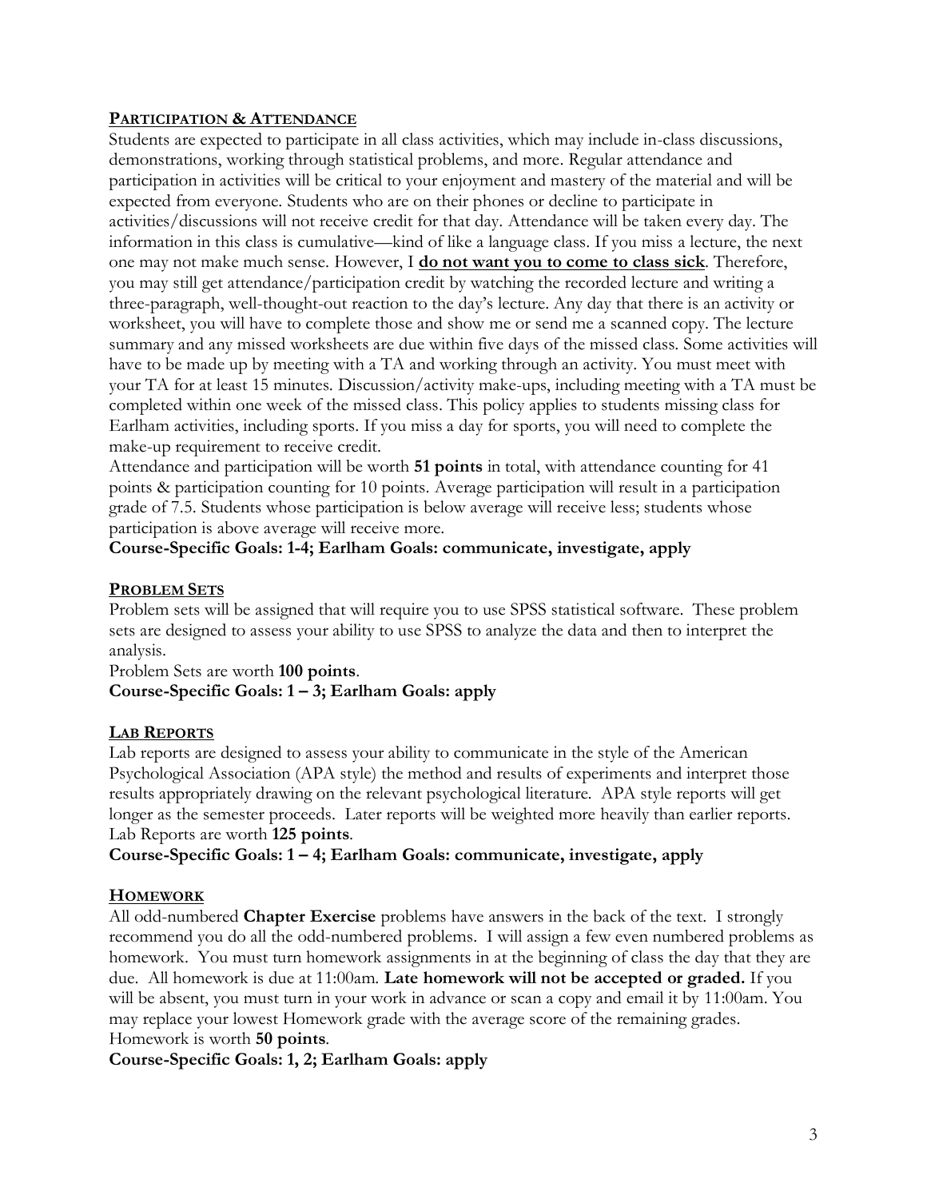## PARTICIPATION & ATTENDANCE

Students are expected to participate in all class activities, which may include in-class discussions, demonstrations, working through statistical problems, and more. Regular attendance and participation in activities will be critical to your enjoyment and mastery of the material and will be expected from everyone. Students who are on their phones or decline to participate in activities/discussions will not receive credit for that day. Attendance will be taken every day. The information in this class is cumulative—kind of like a language class. If you miss a lecture, the next one may not make much sense. However, I **do not want you to come to class sick**. Therefore, you may still get attendance/participation credit by watching the recorded lecture and writing a three-paragraph, well-thought-out reaction to the day's lecture. Any day that there is an activity or worksheet, you will have to complete those and show me or send me a scanned copy. The lecture summary and any missed worksheets are due within five days of the missed class. Some activities will have to be made up by meeting with a TA and working through an activity. You must meet with your TA for at least 15 minutes. Discussion/activity make-ups, including meeting with a TA must be completed within one week of the missed class. This policy applies to students missing class for Earlham activities, including sports. If you miss a day for sports, you will need to complete the make-up requirement to receive credit.

Attendance and participation will be worth **51 points** in total, with attendance counting for 41 points & participation counting for 10 points. Average participation will result in a participation grade of 7.5. Students whose participation is below average will receive less; students whose participation is above average will receive more.

**Course-Specific Goals: 1-4; Earlham Goals: communicate, investigate, apply**

## PROBLEM SETS

Problem sets will be assigned that will require you to use SPSS statistical software. These problem sets are designed to assess your ability to use SPSS to analyze the data and then to interpret the analysis.

Problem Sets are worth **100 points**.

**Course-Specific Goals: 1 – 3; Earlham Goals: apply**

## LAB REPORTS

Lab reports are designed to assess your ability to communicate in the style of the American Psychological Association (APA style) the method and results of experiments and interpret those results appropriately drawing on the relevant psychological literature. APA style reports will get longer as the semester proceeds. Later reports will be weighted more heavily than earlier reports. Lab Reports are worth **125 points**.

**Course-Specific Goals: 1 – 4; Earlham Goals: communicate, investigate, apply**

## HOMEWORK

All odd-numbered **Chapter Exercise** problems have answers in the back of the text. I strongly recommend you do all the odd-numbered problems. I will assign a few even numbered problems as homework. You must turn homework assignments in at the beginning of class the day that they are due. All homework is due at 11:00am. **Late homework will not be accepted or graded.** If you will be absent, you must turn in your work in advance or scan a copy and email it by 11:00am. You may replace your lowest Homework grade with the average score of the remaining grades. Homework is worth **50 points**.

**Course-Specific Goals: 1, 2; Earlham Goals: apply**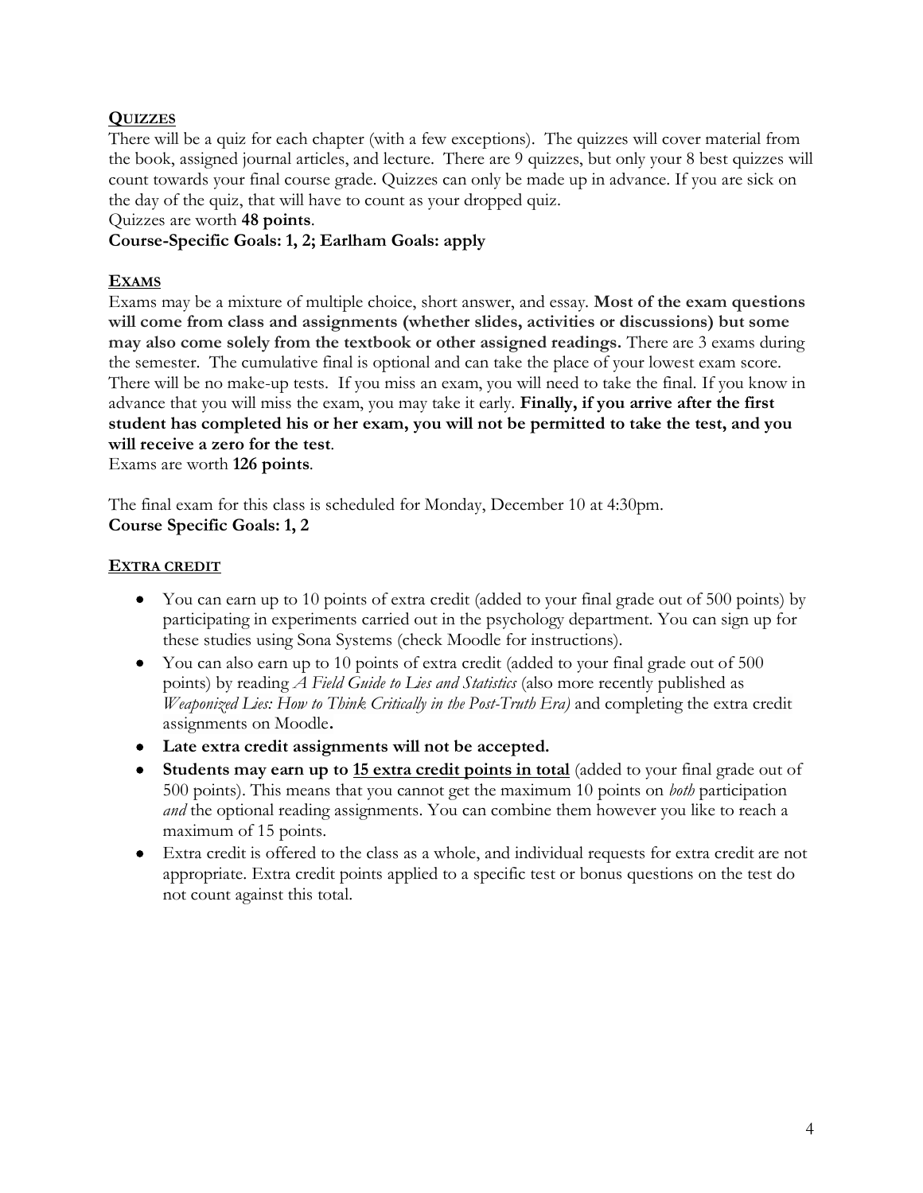## QUIZZES

There will be a quiz for each chapter (with a few exceptions). The quizzes will cover material from the book, assigned journal articles, and lecture. There are 9 quizzes, but only your 8 best quizzes will count towards your final course grade. Quizzes can only be made up in advance. If you are sick on the day of the quiz, that will have to count as your dropped quiz.

Quizzes are worth **48 points**.

**Course-Specific Goals: 1, 2; Earlham Goals: apply**

## EXAMS

Exams may be a mixture of multiple choice, short answer, and essay. **Most of the exam questions will come from class and assignments (whether slides, activities or discussions) but some may also come solely from the textbook or other assigned readings.** There are 3 exams during the semester. The cumulative final is optional and can take the place of your lowest exam score. There will be no make-up tests. If you miss an exam, you will need to take the final. If you know in advance that you will miss the exam, you may take it early. **Finally, if you arrive after the first student has completed his or her exam, you will not be permitted to take the test, and you will receive a zero for the test**.

Exams are worth **126 points**.

The final exam for this class is scheduled for Monday, December 10 at 4:30pm.

**Course Specific Goals: 1, 2**

## EXTRA CREDIT

- You can earn up to 10 points of extra credit (added to your final grade out of 500 points) by participating in experiments carried out in the psychology department. You can sign up for these studies using Sona Systems (check Moodle for instructions).
- You can also earn up to 10 points of extra credit (added to your final grade out of 500 points) by reading *A Field Guide to Lies and Statistics* (also more recently published as *Weaponized Lies: How to Think Critically in the Post-Truth Era)* and completing the extra credit assignments on Moodle**.**
- **Late extra credit assignments will not be accepted.**
- **Students may earn up to <u>15 extra credit points in total</u>** (added to your final grade out of 500 points). This means that you cannot get the maximum 10 points on *both* participation *and* the optional reading assignments. You can combine them however you like to reach a maximum of 15 points.
- Extra credit is offered to the class as a whole, and individual requests for extra credit are not appropriate. Extra credit points applied to a specific test or bonus questions on the test do not count against this total.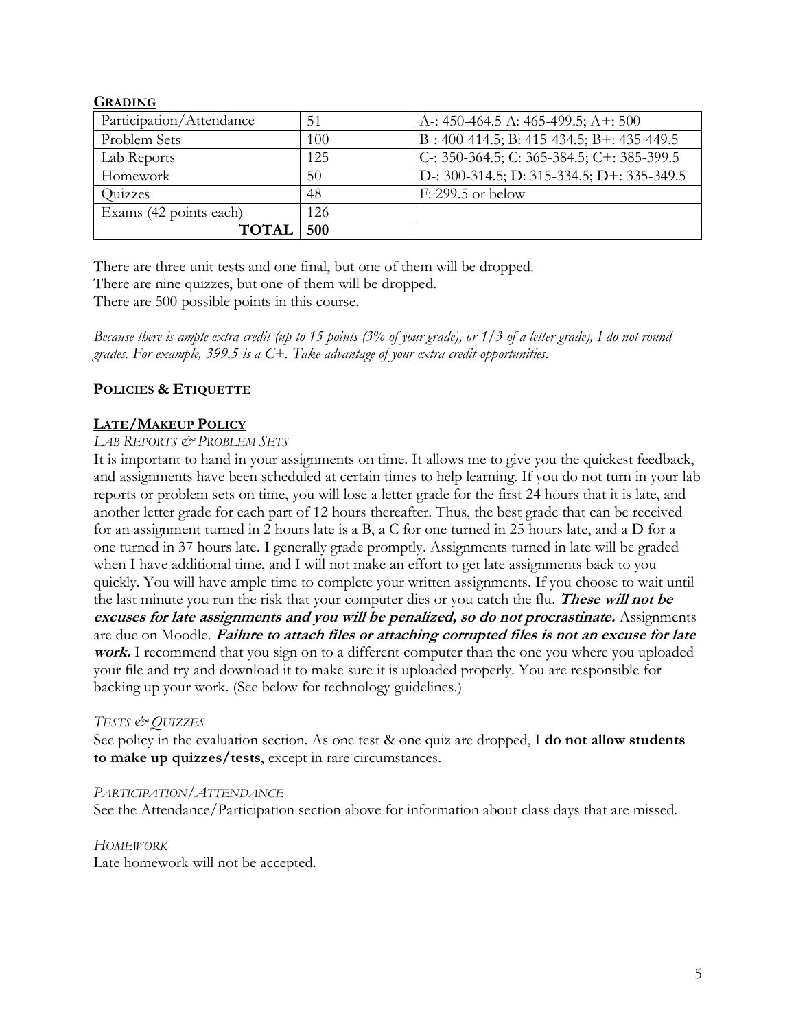**GRADING**

| Participation/Attendance | 51 | A-: 450-464.5 A: 465-499.5; A+: 500 |
|---|---|---|
| Problem Sets | 100 | B-: 400-414.5; B: 415-434.5; B+: 435-449.5 |
| Lab Reports | 125 | C-: 350-364.5; C: 365-384.5; C+: 385-399.5 |
| Homework | 50 | D-: 300-314.5; D: 315-334.5; D+: 335-349.5 |
| Quizzes | 48 | F: 299.5 or below |
| Exams (42 points each) | 126 | |
| **TOTAL** | **500** | |

There are three unit tests and one final, but one of them will be dropped.
There are nine quizzes, but one of them will be dropped.
There are 500 possible points in this course.

*Because there is ample extra credit (up to 15 points (3% of your grade), or 1/3 of a letter grade), I do not round grades. For example, 399.5 is a C+. Take advantage of your extra credit opportunities.*

## POLICIES & ETIQUETTE

### LATE/MAKEUP POLICY

*LAB REPORTS & PROBLEM SETS*

It is important to hand in your assignments on time. It allows me to give you the quickest feedback, and assignments have been scheduled at certain times to help learning. If you do not turn in your lab reports or problem sets on time, you will lose a letter grade for the first 24 hours that it is late, and another letter grade for each part of 12 hours thereafter. Thus, the best grade that can be received for an assignment turned in 2 hours late is a B, a C for one turned in 25 hours late, and a D for a one turned in 37 hours late. I generally grade promptly. Assignments turned in late will be graded when I have additional time, and I will not make an effort to get late assignments back to you quickly. You will have ample time to complete your written assignments. If you choose to wait until the last minute you run the risk that your computer dies or you catch the flu. ***These will not be excuses for late assignments and you will be penalized, so do not procrastinate.*** Assignments are due on Moodle. ***Failure to attach files or attaching corrupted files is not an excuse for late work.*** I recommend that you sign on to a different computer than the one you where you uploaded your file and try and download it to make sure it is uploaded properly. You are responsible for backing up your work. (See below for technology guidelines.)

*TESTS & QUIZZES*

See policy in the evaluation section. As one test & one quiz are dropped, I **do not allow students to make up quizzes/tests**, except in rare circumstances.

*PARTICIPATION/ATTENDANCE*

See the Attendance/Participation section above for information about class days that are missed.

*HOMEWORK*

Late homework will not be accepted.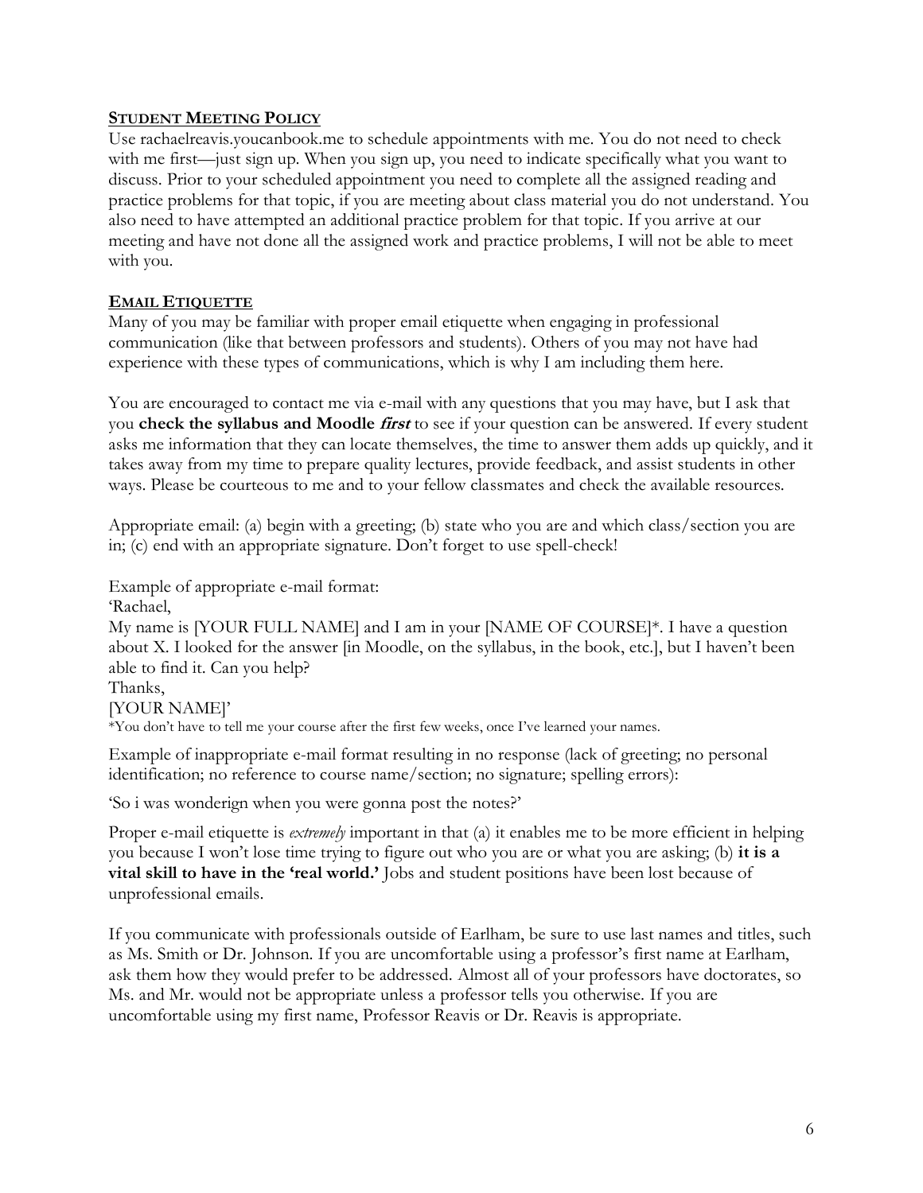## STUDENT MEETING POLICY

Use rachaelreavis.youcanbook.me to schedule appointments with me. You do not need to check with me first—just sign up. When you sign up, you need to indicate specifically what you want to discuss. Prior to your scheduled appointment you need to complete all the assigned reading and practice problems for that topic, if you are meeting about class material you do not understand. You also need to have attempted an additional practice problem for that topic. If you arrive at our meeting and have not done all the assigned work and practice problems, I will not be able to meet with you.

## EMAIL ETIQUETTE

Many of you may be familiar with proper email etiquette when engaging in professional communication (like that between professors and students). Others of you may not have had experience with these types of communications, which is why I am including them here.

You are encouraged to contact me via e-mail with any questions that you may have, but I ask that you **check the syllabus and Moodle *first*** to see if your question can be answered. If every student asks me information that they can locate themselves, the time to answer them adds up quickly, and it takes away from my time to prepare quality lectures, provide feedback, and assist students in other ways. Please be courteous to me and to your fellow classmates and check the available resources.

Appropriate email: (a) begin with a greeting; (b) state who you are and which class/section you are in; (c) end with an appropriate signature. Don't forget to use spell-check!

Example of appropriate e-mail format:

'Rachael,
My name is [YOUR FULL NAME] and I am in your [NAME OF COURSE]*. I have a question about X. I looked for the answer [in Moodle, on the syllabus, in the book, etc.], but I haven't been able to find it. Can you help?
Thanks,
[YOUR NAME]'

*You don't have to tell me your course after the first few weeks, once I've learned your names.

Example of inappropriate e-mail format resulting in no response (lack of greeting; no personal identification; no reference to course name/section; no signature; spelling errors):

'So i was wonderign when you were gonna post the notes?'

Proper e-mail etiquette is *extremely* important in that (a) it enables me to be more efficient in helping you because I won't lose time trying to figure out who you are or what you are asking; (b) **it is a vital skill to have in the 'real world.'** Jobs and student positions have been lost because of unprofessional emails.

If you communicate with professionals outside of Earlham, be sure to use last names and titles, such as Ms. Smith or Dr. Johnson. If you are uncomfortable using a professor's first name at Earlham, ask them how they would prefer to be addressed. Almost all of your professors have doctorates, so Ms. and Mr. would not be appropriate unless a professor tells you otherwise. If you are uncomfortable using my first name, Professor Reavis or Dr. Reavis is appropriate.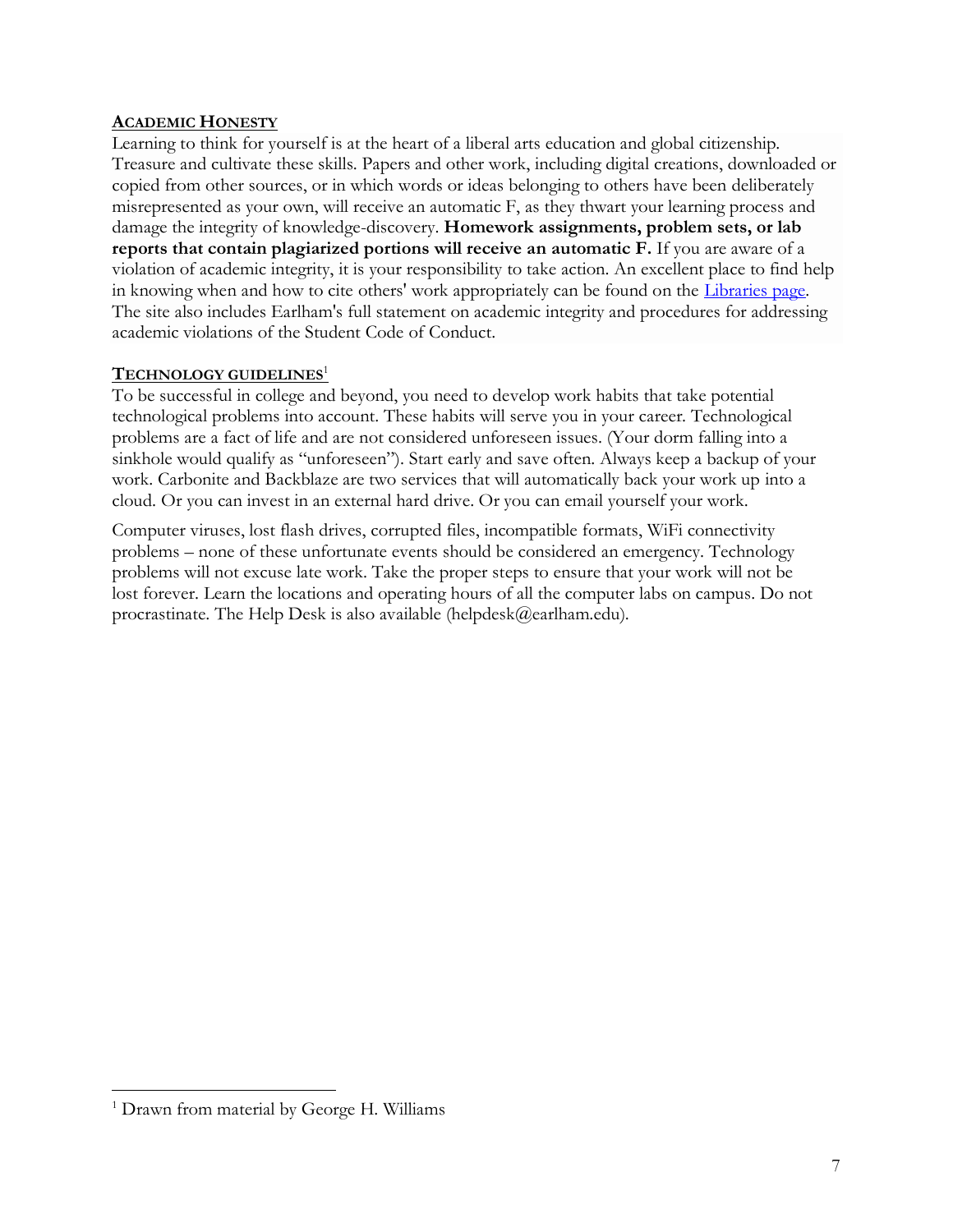## ACADEMIC HONESTY

Learning to think for yourself is at the heart of a liberal arts education and global citizenship. Treasure and cultivate these skills. Papers and other work, including digital creations, downloaded or copied from other sources, or in which words or ideas belonging to others have been deliberately misrepresented as your own, will receive an automatic F, as they thwart your learning process and damage the integrity of knowledge-discovery. **Homework assignments, problem sets, or lab reports that contain plagiarized portions will receive an automatic F.** If you are aware of a violation of academic integrity, it is your responsibility to take action. An excellent place to find help in knowing when and how to cite others' work appropriately can be found on the Libraries page. The site also includes Earlham's full statement on academic integrity and procedures for addressing academic violations of the Student Code of Conduct.

## TECHNOLOGY GUIDELINES[1]

To be successful in college and beyond, you need to develop work habits that take potential technological problems into account. These habits will serve you in your career. Technological problems are a fact of life and are not considered unforeseen issues. (Your dorm falling into a sinkhole would qualify as "unforeseen"). Start early and save often. Always keep a backup of your work. Carbonite and Backblaze are two services that will automatically back your work up into a cloud. Or you can invest in an external hard drive. Or you can email yourself your work.

Computer viruses, lost flash drives, corrupted files, incompatible formats, WiFi connectivity problems – none of these unfortunate events should be considered an emergency. Technology problems will not excuse late work. Take the proper steps to ensure that your work will not be lost forever. Learn the locations and operating hours of all the computer labs on campus. Do not procrastinate. The Help Desk is also available (helpdesk@earlham.edu).

[1] Drawn from material by George H. Williams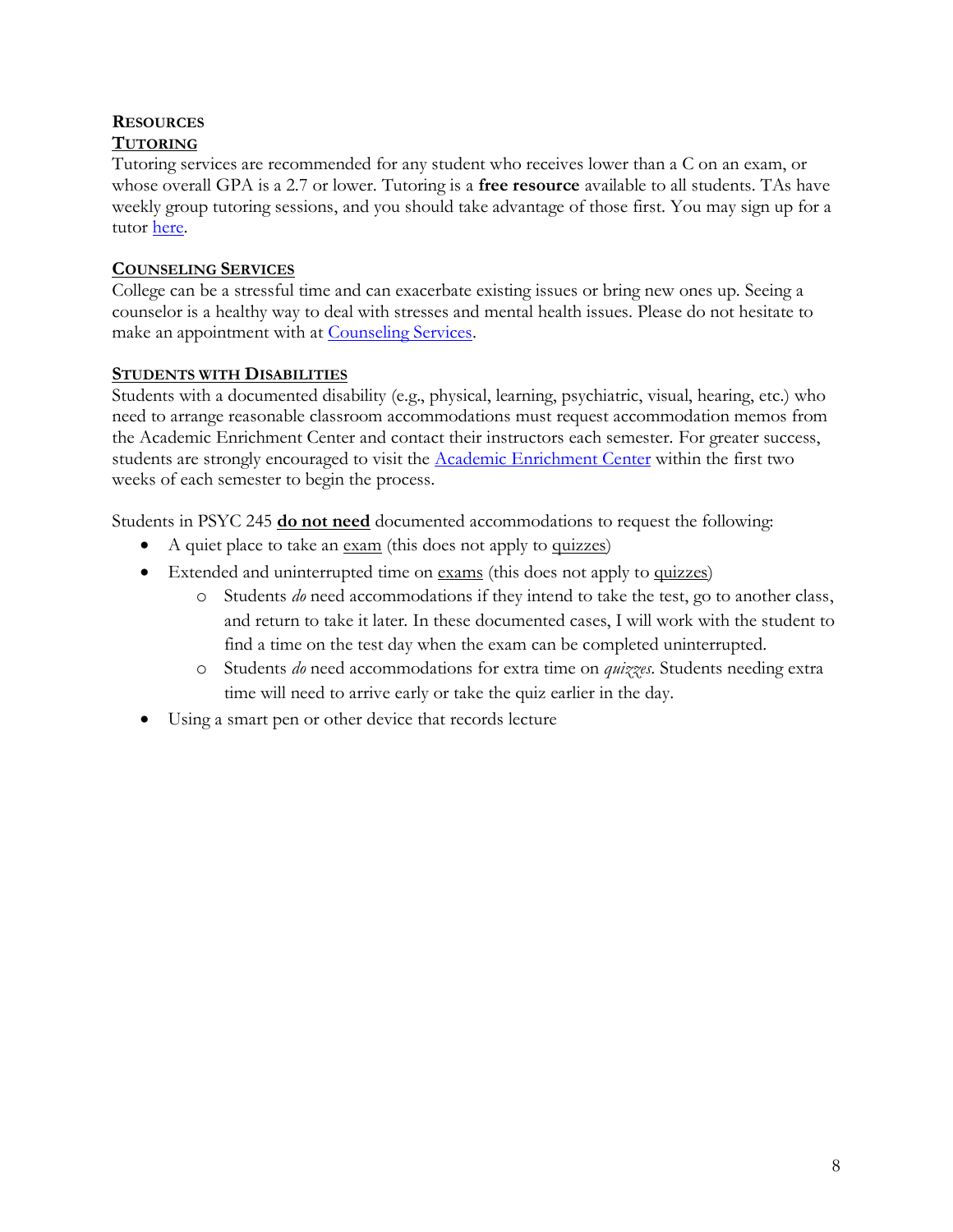## RESOURCES

### TUTORING

Tutoring services are recommended for any student who receives lower than a C on an exam, or whose overall GPA is a 2.7 or lower. Tutoring is a **free resource** available to all students. TAs have weekly group tutoring sessions, and you should take advantage of those first. You may sign up for a tutor here.

### COUNSELING SERVICES

College can be a stressful time and can exacerbate existing issues or bring new ones up. Seeing a counselor is a healthy way to deal with stresses and mental health issues. Please do not hesitate to make an appointment with at Counseling Services.

### STUDENTS WITH DISABILITIES

Students with a documented disability (e.g., physical, learning, psychiatric, visual, hearing, etc.) who need to arrange reasonable classroom accommodations must request accommodation memos from the Academic Enrichment Center and contact their instructors each semester. For greater success, students are strongly encouraged to visit the Academic Enrichment Center within the first two weeks of each semester to begin the process.

Students in PSYC 245 **do not need** documented accommodations to request the following:

- A quiet place to take an exam (this does not apply to quizzes)
- Extended and uninterrupted time on exams (this does not apply to quizzes)
  - Students *do* need accommodations if they intend to take the test, go to another class, and return to take it later. In these documented cases, I will work with the student to find a time on the test day when the exam can be completed uninterrupted.
  - Students *do* need accommodations for extra time on *quizzes*. Students needing extra time will need to arrive early or take the quiz earlier in the day.
- Using a smart pen or other device that records lecture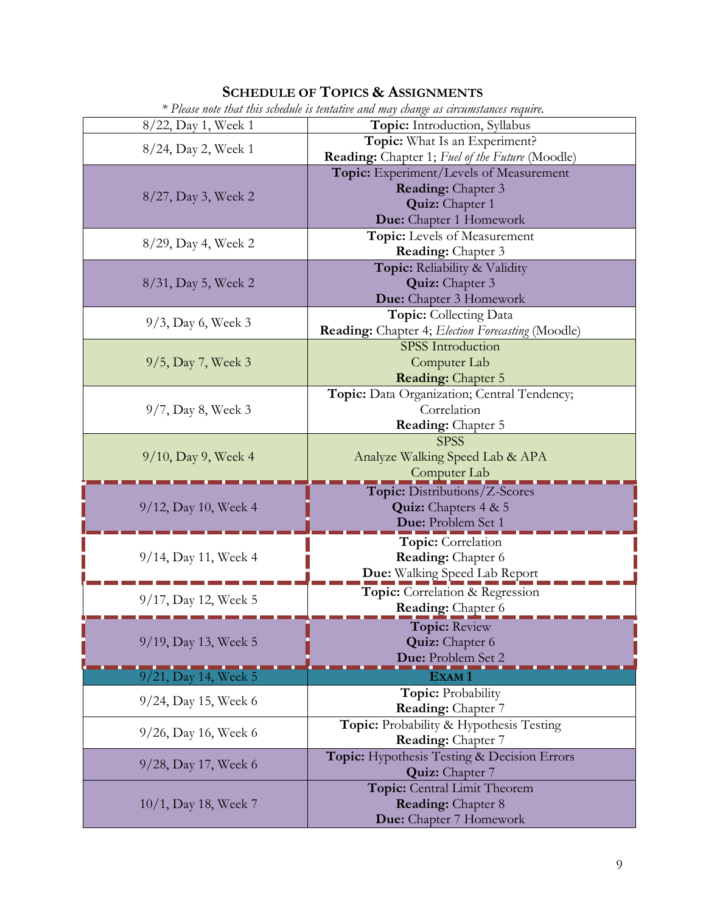## Schedule of Topics & Assignments

*\* Please note that this schedule is tentative and may change as circumstances require.*

| | |
|---|---|
| 8/22, Day 1, Week 1 | **Topic:** Introduction, Syllabus |
| 8/24, Day 2, Week 1 | **Topic:** What Is an Experiment?<br>**Reading:** Chapter 1; *Fuel of the Future* (Moodle) |
| 8/27, Day 3, Week 2 | **Topic:** Experiment/Levels of Measurement<br>**Reading:** Chapter 3<br>**Quiz:** Chapter 1<br>**Due:** Chapter 1 Homework |
| 8/29, Day 4, Week 2 | **Topic:** Levels of Measurement<br>**Reading:** Chapter 3 |
| 8/31, Day 5, Week 2 | **Topic:** Reliability & Validity<br>**Quiz:** Chapter 3<br>**Due:** Chapter 3 Homework |
| 9/3, Day 6, Week 3 | **Topic:** Collecting Data<br>**Reading:** Chapter 4; *Election Forecasting* (Moodle) |
| 9/5, Day 7, Week 3 | SPSS Introduction<br>Computer Lab<br>**Reading:** Chapter 5 |
| 9/7, Day 8, Week 3 | **Topic:** Data Organization; Central Tendency; Correlation<br>**Reading:** Chapter 5 |
| 9/10, Day 9, Week 4 | SPSS<br>Analyze Walking Speed Lab & APA<br>Computer Lab |
| 9/12, Day 10, Week 4 | **Topic:** Distributions/Z-Scores<br>**Quiz:** Chapters 4 & 5<br>**Due:** Problem Set 1 |
| 9/14, Day 11, Week 4 | **Topic:** Correlation<br>**Reading:** Chapter 6<br>**Due:** Walking Speed Lab Report |
| 9/17, Day 12, Week 5 | **Topic:** Correlation & Regression<br>**Reading:** Chapter 6 |
| 9/19, Day 13, Week 5 | **Topic:** Review<br>**Quiz:** Chapter 6<br>**Due:** Problem Set 2 |
| 9/21, Day 14, Week 5 | **Exam 1** |
| 9/24, Day 15, Week 6 | **Topic:** Probability<br>**Reading:** Chapter 7 |
| 9/26, Day 16, Week 6 | **Topic:** Probability & Hypothesis Testing<br>**Reading:** Chapter 7 |
| 9/28, Day 17, Week 6 | **Topic:** Hypothesis Testing & Decision Errors<br>**Quiz:** Chapter 7 |
| 10/1, Day 18, Week 7 | **Topic:** Central Limit Theorem<br>**Reading:** Chapter 8<br>**Due:** Chapter 7 Homework |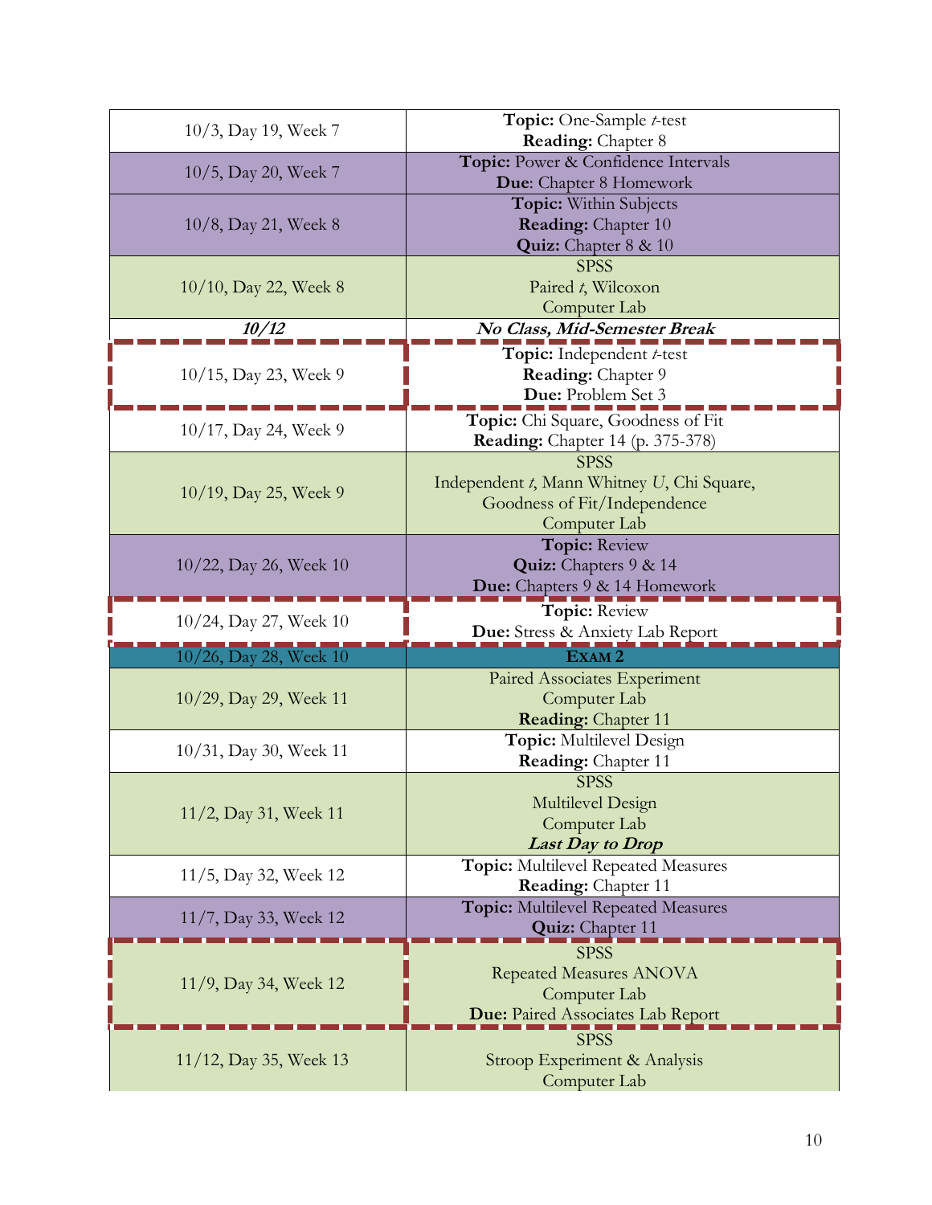| | |
|---|---|
| 10/3, Day 19, Week 7 | **Topic:** One-Sample *t*-test<br>**Reading:** Chapter 8 |
| 10/5, Day 20, Week 7 | **Topic:** Power & Confidence Intervals<br>**Due**: Chapter 8 Homework |
| 10/8, Day 21, Week 8 | **Topic:** Within Subjects<br>**Reading:** Chapter 10<br>**Quiz:** Chapter 8 & 10 |
| 10/10, Day 22, Week 8 | SPSS<br>Paired *t*, Wilcoxon<br>Computer Lab |
| ***10/12*** | ***No Class, Mid-Semester Break*** |
| 10/15, Day 23, Week 9 | **Topic:** Independent *t*-test<br>**Reading:** Chapter 9<br>**Due:** Problem Set 3 |
| 10/17, Day 24, Week 9 | **Topic:** Chi Square, Goodness of Fit<br>**Reading:** Chapter 14 (p. 375-378) |
| 10/19, Day 25, Week 9 | SPSS<br>Independent *t*, Mann Whitney *U*, Chi Square,<br>Goodness of Fit/Independence<br>Computer Lab |
| 10/22, Day 26, Week 10 | **Topic:** Review<br>**Quiz:** Chapters 9 & 14<br>**Due:** Chapters 9 & 14 Homework |
| 10/24, Day 27, Week 10 | **Topic:** Review<br>**Due:** Stress & Anxiety Lab Report |
| 10/26, Day 28, Week 10 | **EXAM 2** |
| 10/29, Day 29, Week 11 | Paired Associates Experiment<br>Computer Lab<br>**Reading:** Chapter 11 |
| 10/31, Day 30, Week 11 | **Topic:** Multilevel Design<br>**Reading:** Chapter 11 |
| 11/2, Day 31, Week 11 | SPSS<br>Multilevel Design<br>Computer Lab<br>***Last Day to Drop*** |
| 11/5, Day 32, Week 12 | **Topic:** Multilevel Repeated Measures<br>**Reading:** Chapter 11 |
| 11/7, Day 33, Week 12 | **Topic:** Multilevel Repeated Measures<br>**Quiz:** Chapter 11 |
| 11/9, Day 34, Week 12 | SPSS<br>Repeated Measures ANOVA<br>Computer Lab<br>**Due:** Paired Associates Lab Report |
| 11/12, Day 35, Week 13 | SPSS<br>Stroop Experiment & Analysis<br>Computer Lab |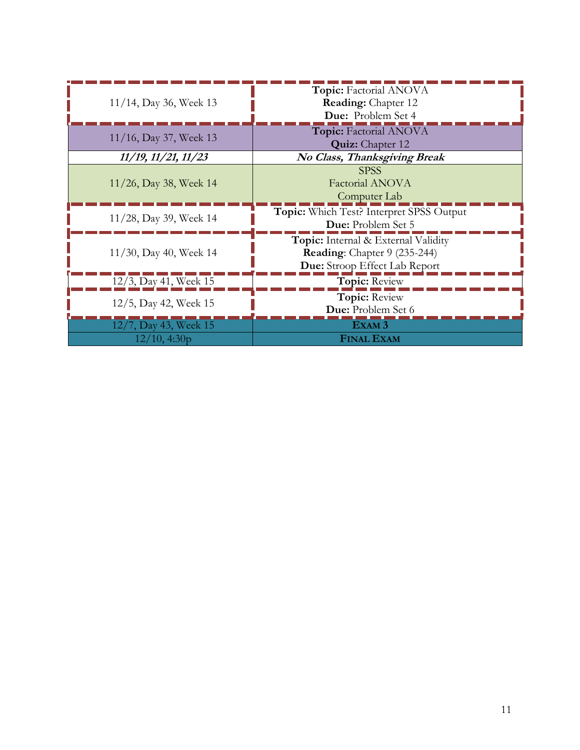| | |
|---|---|
| 11/14, Day 36, Week 13 | **Topic:** Factorial ANOVA<br>**Reading:** Chapter 12<br>**Due:** Problem Set 4 |
| 11/16, Day 37, Week 13 | **Topic:** Factorial ANOVA<br>**Quiz:** Chapter 12 |
| ***11/19, 11/21, 11/23*** | ***No Class, Thanksgiving Break*** |
| 11/26, Day 38, Week 14 | SPSS<br>Factorial ANOVA<br>Computer Lab |
| 11/28, Day 39, Week 14 | **Topic:** Which Test? Interpret SPSS Output<br>**Due:** Problem Set 5 |
| 11/30, Day 40, Week 14 | **Topic:** Internal & External Validity<br>**Reading**: Chapter 9 (235-244)<br>**Due:** Stroop Effect Lab Report |
| 12/3, Day 41, Week 15 | **Topic:** Review |
| 12/5, Day 42, Week 15 | **Topic:** Review<br>**Due:** Problem Set 6 |
| 12/7, Day 43, Week 15 | **EXAM 3** |
| 12/10, 4:30p | **FINAL EXAM** |